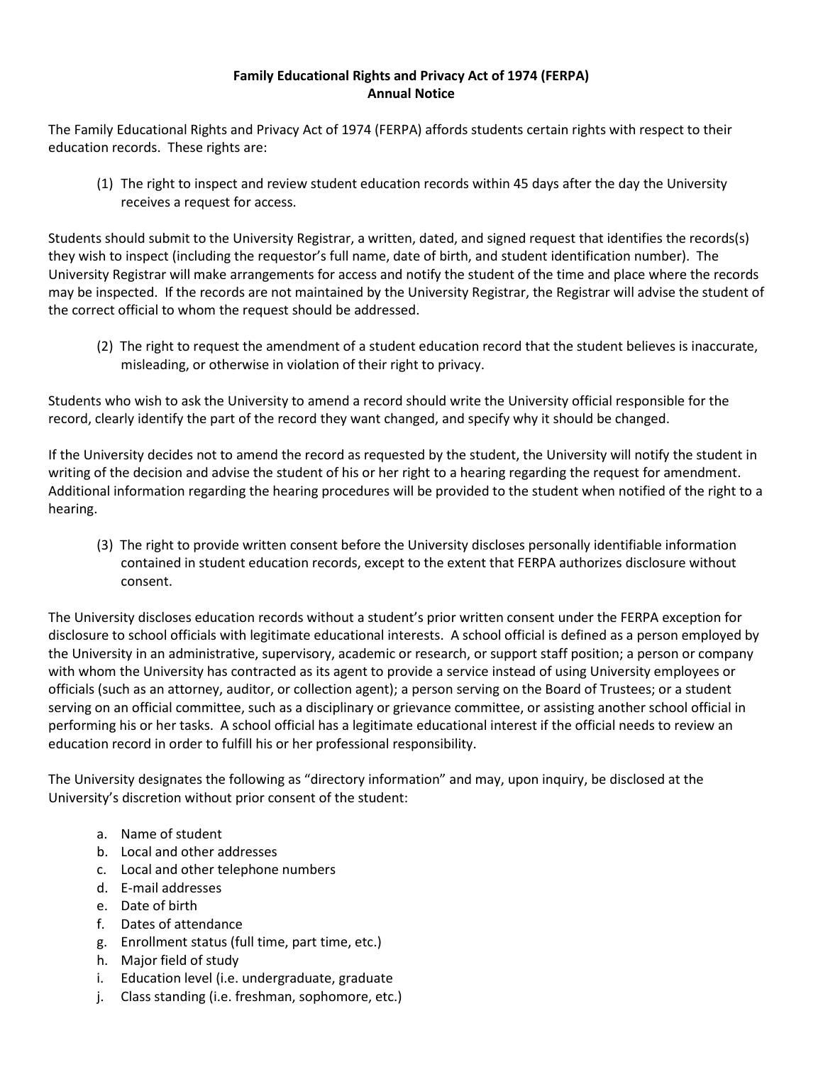**Family Educational Rights and Privacy Act of 1974 (FERPA)**
**Annual Notice**

The Family Educational Rights and Privacy Act of 1974 (FERPA) affords students certain rights with respect to their education records. These rights are:

(1) The right to inspect and review student education records within 45 days after the day the University receives a request for access.

Students should submit to the University Registrar, a written, dated, and signed request that identifies the records(s) they wish to inspect (including the requestor's full name, date of birth, and student identification number). The University Registrar will make arrangements for access and notify the student of the time and place where the records may be inspected. If the records are not maintained by the University Registrar, the Registrar will advise the student of the correct official to whom the request should be addressed.

(2) The right to request the amendment of a student education record that the student believes is inaccurate, misleading, or otherwise in violation of their right to privacy.

Students who wish to ask the University to amend a record should write the University official responsible for the record, clearly identify the part of the record they want changed, and specify why it should be changed.

If the University decides not to amend the record as requested by the student, the University will notify the student in writing of the decision and advise the student of his or her right to a hearing regarding the request for amendment. Additional information regarding the hearing procedures will be provided to the student when notified of the right to a hearing.

(3) The right to provide written consent before the University discloses personally identifiable information contained in student education records, except to the extent that FERPA authorizes disclosure without consent.

The University discloses education records without a student's prior written consent under the FERPA exception for disclosure to school officials with legitimate educational interests. A school official is defined as a person employed by the University in an administrative, supervisory, academic or research, or support staff position; a person or company with whom the University has contracted as its agent to provide a service instead of using University employees or officials (such as an attorney, auditor, or collection agent); a person serving on the Board of Trustees; or a student serving on an official committee, such as a disciplinary or grievance committee, or assisting another school official in performing his or her tasks. A school official has a legitimate educational interest if the official needs to review an education record in order to fulfill his or her professional responsibility.

The University designates the following as "directory information" and may, upon inquiry, be disclosed at the University's discretion without prior consent of the student:

a. Name of student
b. Local and other addresses
c. Local and other telephone numbers
d. E-mail addresses
e. Date of birth
f. Dates of attendance
g. Enrollment status (full time, part time, etc.)
h. Major field of study
i. Education level (i.e. undergraduate, graduate
j. Class standing (i.e. freshman, sophomore, etc.)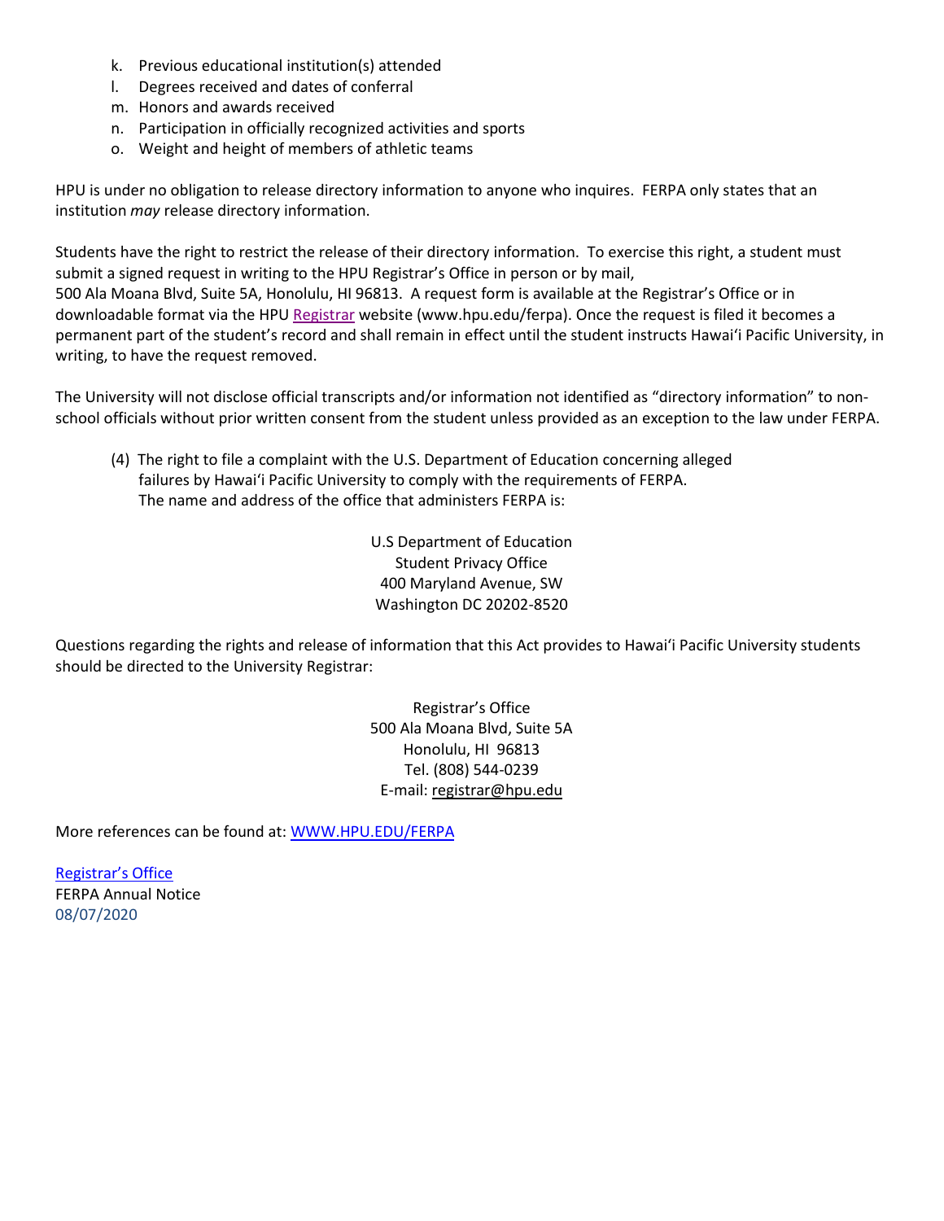k. Previous educational institution(s) attended
l. Degrees received and dates of conferral
m. Honors and awards received
n. Participation in officially recognized activities and sports
o. Weight and height of members of athletic teams

HPU is under no obligation to release directory information to anyone who inquires. FERPA only states that an institution *may* release directory information.

Students have the right to restrict the release of their directory information. To exercise this right, a student must submit a signed request in writing to the HPU Registrar's Office in person or by mail, 500 Ala Moana Blvd, Suite 5A, Honolulu, HI 96813. A request form is available at the Registrar's Office or in downloadable format via the HPU Registrar website (www.hpu.edu/ferpa). Once the request is filed it becomes a permanent part of the student's record and shall remain in effect until the student instructs Hawaiʻi Pacific University, in writing, to have the request removed.

The University will not disclose official transcripts and/or information not identified as "directory information" to non-school officials without prior written consent from the student unless provided as an exception to the law under FERPA.

(4) The right to file a complaint with the U.S. Department of Education concerning alleged failures by Hawaiʻi Pacific University to comply with the requirements of FERPA. The name and address of the office that administers FERPA is:

U.S Department of Education
Student Privacy Office
400 Maryland Avenue, SW
Washington DC 20202-8520

Questions regarding the rights and release of information that this Act provides to Hawaiʻi Pacific University students should be directed to the University Registrar:

Registrar's Office
500 Ala Moana Blvd, Suite 5A
Honolulu, HI 96813
Tel. (808) 544-0239
E-mail: registrar@hpu.edu

More references can be found at: WWW.HPU.EDU/FERPA

Registrar's Office
FERPA Annual Notice
08/07/2020